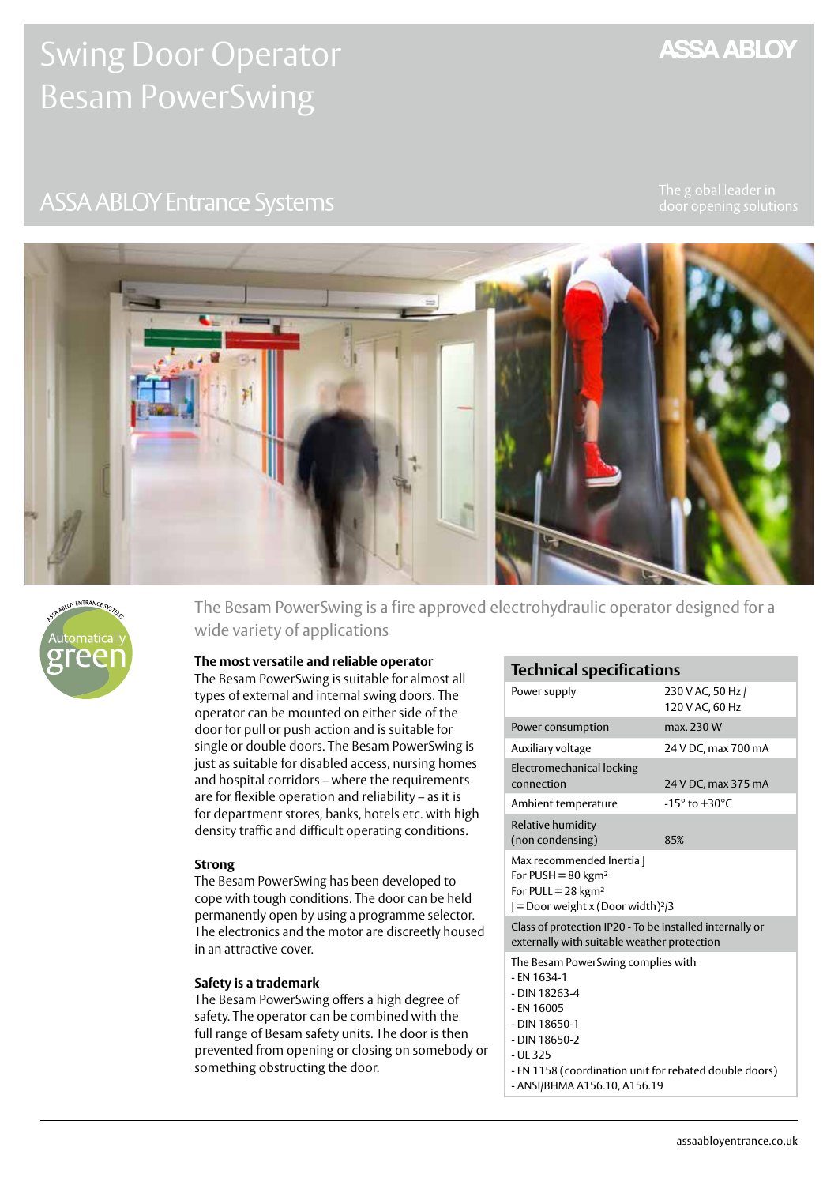# Swing Door Operator Besam PowerSwing

ASSA ABLOY

## ASSA ABLOY Entrance Systems

The global leader in door opening solutions

Automatically green

The Besam PowerSwing is a fire approved electrohydraulic operator designed for a wide variety of applications

**The most versatile and reliable operator**

The Besam PowerSwing is suitable for almost all types of external and internal swing doors. The operator can be mounted on either side of the door for pull or push action and is suitable for single or double doors. The Besam PowerSwing is just as suitable for disabled access, nursing homes and hospital corridors – where the requirements are for flexible operation and reliability – as it is for department stores, banks, hotels etc. with high density traffic and difficult operating conditions.

**Strong**

The Besam PowerSwing has been developed to cope with tough conditions. The door can be held permanently open by using a programme selector. The electronics and the motor are discreetly housed in an attractive cover.

**Safety is a trademark**

The Besam PowerSwing offers a high degree of safety. The operator can be combined with the full range of Besam safety units. The door is then prevented from opening or closing on somebody or something obstructing the door.

| Technical specifications | |
|---|---|
| Power supply | 230 V AC, 50 Hz / 120 V AC, 60 Hz |
| Power consumption | max. 230 W |
| Auxiliary voltage | 24 V DC, max 700 mA |
| Electromechanical locking connection | 24 V DC, max 375 mA |
| Ambient temperature | -15° to +30°C |
| Relative humidity (non condensing) | 85% |
| Max recommended Inertia J<br>For PUSH = 80 kgm²<br>For PULL = 28 kgm²<br>J = Door weight x (Door width)²/3 | |
| Class of protection IP20 - To be installed internally or externally with suitable weather protection | |
| The Besam PowerSwing complies with<br>- EN 1634-1<br>- DIN 18263-4<br>- EN 16005<br>- DIN 18650-1<br>- DIN 18650-2<br>- UL 325<br>- EN 1158 (coordination unit for rebated double doors)<br>- ANSI/BHMA A156.10, A156.19 | |

assaabloyentrance.co.uk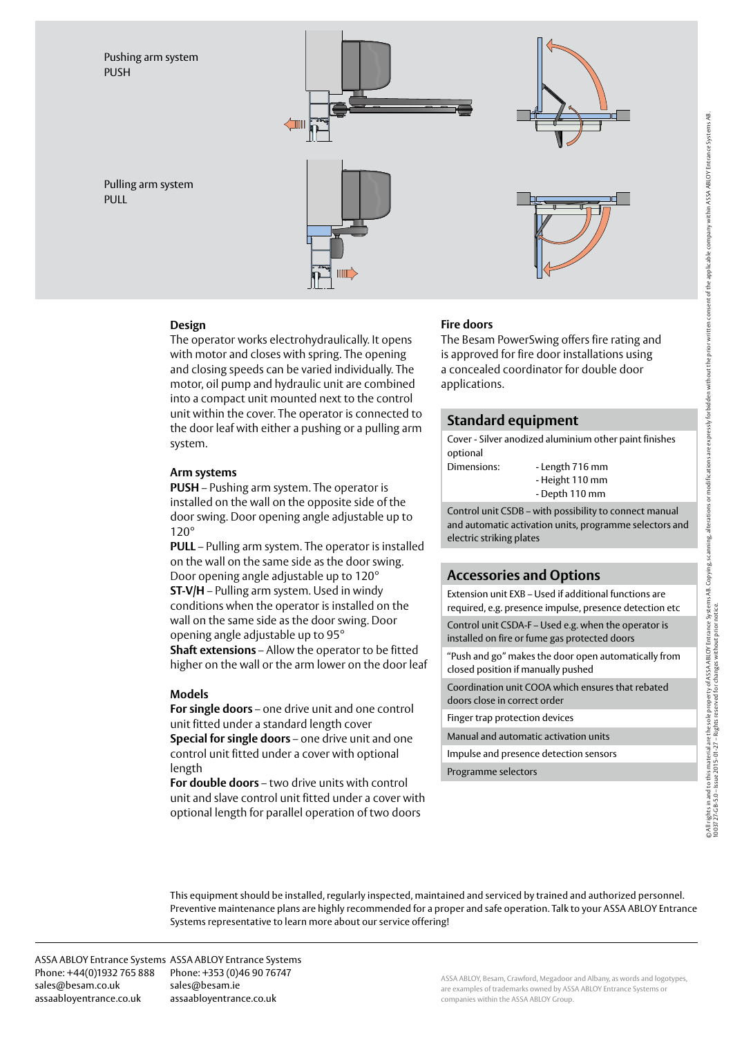Pushing arm system
PUSH

Pulling arm system
PULL

### Design

The operator works electrohydraulically. It opens with motor and closes with spring. The opening and closing speeds can be varied individually. The motor, oil pump and hydraulic unit are combined into a compact unit mounted next to the control unit within the cover. The operator is connected to the door leaf with either a pushing or a pulling arm system.

### Arm systems

**PUSH** – Pushing arm system. The operator is installed on the wall on the opposite side of the door swing. Door opening angle adjustable up to 120°

**PULL** – Pulling arm system. The operator is installed on the wall on the same side as the door swing. Door opening angle adjustable up to 120°

**ST-V/H** – Pulling arm system. Used in windy conditions when the operator is installed on the wall on the same side as the door swing. Door opening angle adjustable up to 95°

**Shaft extensions** – Allow the operator to be fitted higher on the wall or the arm lower on the door leaf

### Models

**For single doors** – one drive unit and one control unit fitted under a standard length cover

**Special for single doors** – one drive unit and one control unit fitted under a cover with optional length

**For double doors** – two drive units with control unit and slave control unit fitted under a cover with optional length for parallel operation of two doors

### Fire doors

The Besam PowerSwing offers fire rating and is approved for fire door installations using a concealed coordinator for double door applications.

## Standard equipment

Cover - Silver anodized aluminium other paint finishes optional

Dimensions:
- Length 716 mm
- Height 110 mm
- Depth 110 mm

Control unit CSDB – with possibility to connect manual and automatic activation units, programme selectors and electric striking plates

## Accessories and Options

Extension unit EXB – Used if additional functions are required, e.g. presence impulse, presence detection etc

Control unit CSDA-F – Used e.g. when the operator is installed on fire or fume gas protected doors

"Push and go" makes the door open automatically from closed position if manually pushed

Coordination unit COOA which ensures that rebated doors close in correct order

Finger trap protection devices

Manual and automatic activation units

Impulse and presence detection sensors

Programme selectors

This equipment should be installed, regularly inspected, maintained and serviced by trained and authorized personnel. Preventive maintenance plans are highly recommended for a proper and safe operation. Talk to your ASSA ABLOY Entrance Systems representative to learn more about our service offering!

ASSA ABLOY Entrance Systems
Phone: +44(0)1932 765 888
sales@besam.co.uk
assaabloyentrance.co.uk

ASSA ABLOY Entrance Systems
Phone: +353 (0)46 90 76747
sales@besam.ie
assaabloyentrance.co.uk

ASSA ABLOY, Besam, Crawford, Megadoor and Albany, as words and logotypes, are examples of trademarks owned by ASSA ABLOY Entrance Systems or companies within the ASSA ABLOY Group.

©All rights in and to this material are the sole property of ASSA ABLOY Entrance Systems AB. Copying, scanning, alterations or modifications are expressly forbidden without the prior written consent of the applicable company within ASSA ABLOY Entrance Systems AB. 1003727-GB-5.0 – Issue 2015-01-27 – Rights reserved for changes without prior notice.